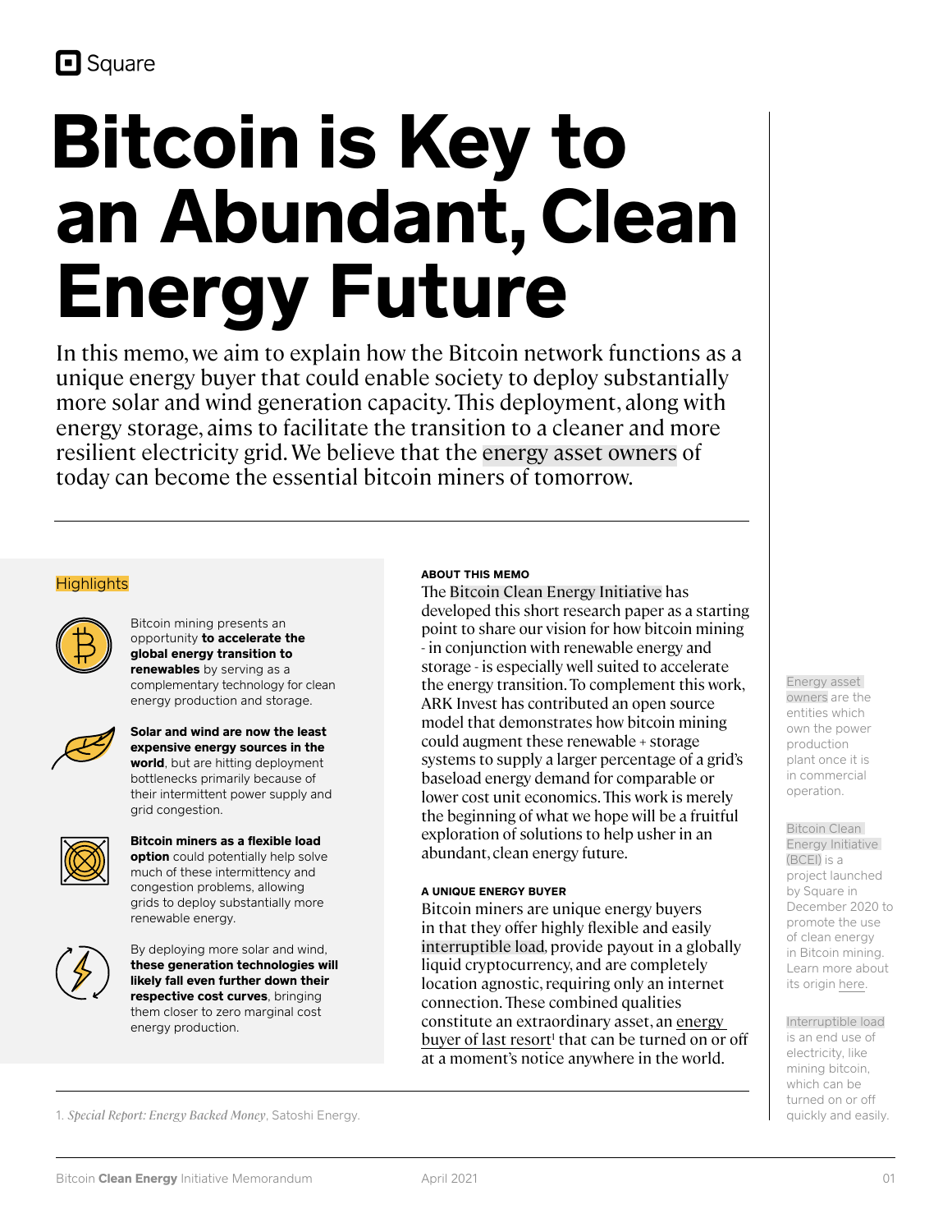Square

# Bitcoin is Key to an Abundant, Clean Energy Future

In this memo, we aim to explain how the Bitcoin network functions as a unique energy buyer that could enable society to deploy substantially more solar and wind generation capacity. This deployment, along with energy storage, aims to facilitate the transition to a cleaner and more resilient electricity grid. We believe that the energy asset owners of today can become the essential bitcoin miners of tomorrow.

## Highlights

- Bitcoin mining presents an opportunity **to accelerate the global energy transition to renewables** by serving as a complementary technology for clean energy production and storage.
- **Solar and wind are now the least expensive energy sources in the world**, but are hitting deployment bottlenecks primarily because of their intermittent power supply and grid congestion.
- **Bitcoin miners as a flexible load option** could potentially help solve much of these intermittency and congestion problems, allowing grids to deploy substantially more renewable energy.
- By deploying more solar and wind, **these generation technologies will likely fall even further down their respective cost curves**, bringing them closer to zero marginal cost energy production.

### ABOUT THIS MEMO

The Bitcoin Clean Energy Initiative has developed this short research paper as a starting point to share our vision for how bitcoin mining - in conjunction with renewable energy and storage - is especially well suited to accelerate the energy transition. To complement this work, ARK Invest has contributed an open source model that demonstrates how bitcoin mining could augment these renewable + storage systems to supply a larger percentage of a grid's baseload energy demand for comparable or lower cost unit economics. This work is merely the beginning of what we hope will be a fruitful exploration of solutions to help usher in an abundant, clean energy future.

### A UNIQUE ENERGY BUYER

Bitcoin miners are unique energy buyers in that they offer highly flexible and easily interruptible load, provide payout in a globally liquid cryptocurrency, and are completely location agnostic, requiring only an internet connection. These combined qualities constitute an extraordinary asset, an energy buyer of last resort[1] that can be turned on or off at a moment's notice anywhere in the world.

1. *Special Report: Energy Backed Money*, Satoshi Energy.

Energy asset owners are the entities which own the power production plant once it is in commercial operation.

Bitcoin Clean Energy Initiative (BCEI) is a project launched by Square in December 2020 to promote the use of clean energy in Bitcoin mining. Learn more about its origin here.

Interruptible load is an end use of electricity, like mining bitcoin, which can be turned on or off quickly and easily.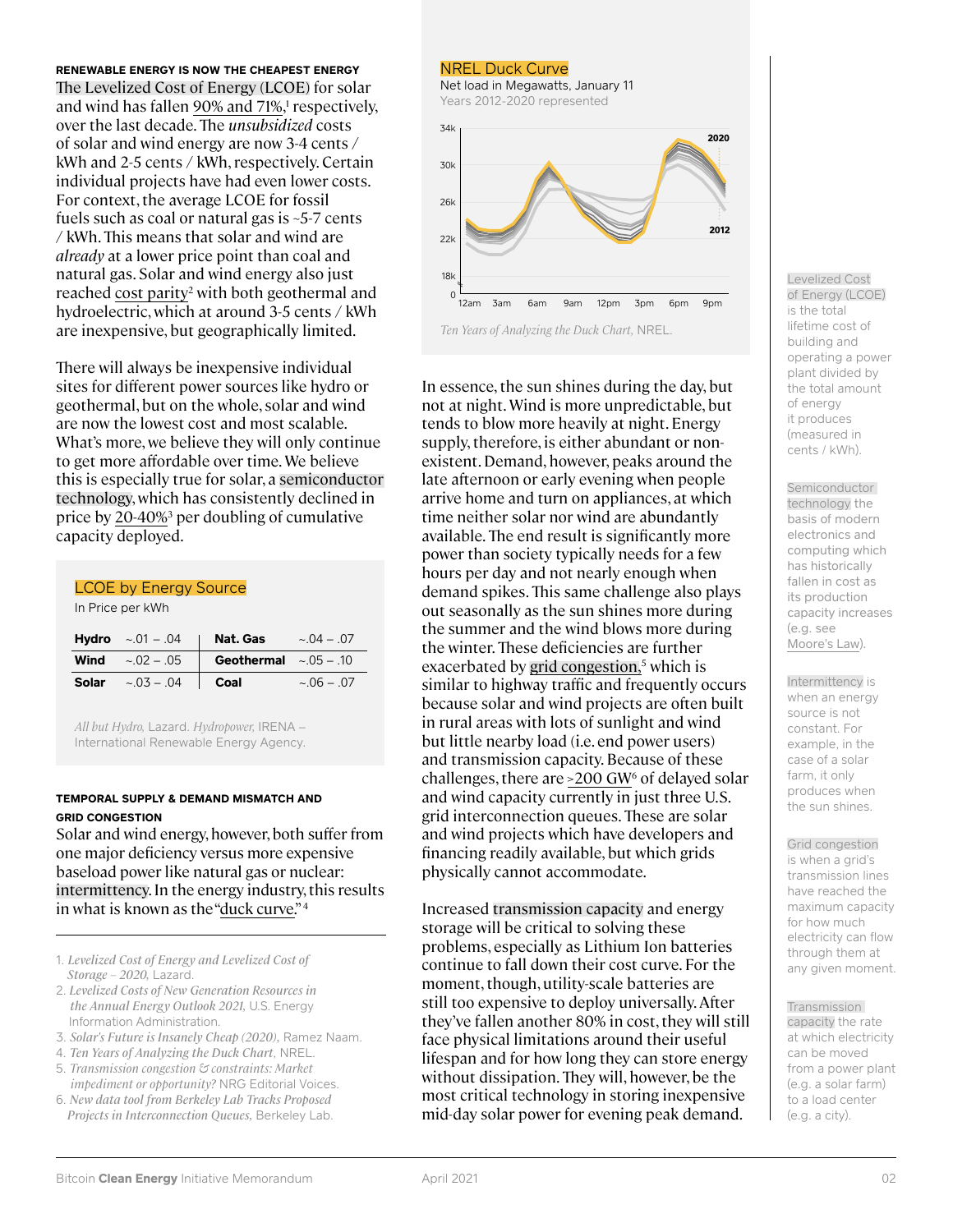## RENEWABLE ENERGY IS NOW THE CHEAPEST ENERGY

The Levelized Cost of Energy (LCOE) for solar and wind has fallen 90% and 71%,[1] respectively, over the last decade. The *unsubsidized* costs of solar and wind energy are now 3-4 cents / kWh and 2-5 cents / kWh, respectively. Certain individual projects have had even lower costs. For context, the average LCOE for fossil fuels such as coal or natural gas is ~5-7 cents / kWh. This means that solar and wind are *already* at a lower price point than coal and natural gas. Solar and wind energy also just reached cost parity[2] with both geothermal and hydroelectric, which at around 3-5 cents / kWh are inexpensive, but geographically limited.

There will always be inexpensive individual sites for different power sources like hydro or geothermal, but on the whole, solar and wind are now the lowest cost and most scalable. What's more, we believe they will only continue to get more affordable over time. We believe this is especially true for solar, a semiconductor technology, which has consistently declined in price by 20-40%[3] per doubling of cumulative capacity deployed.

**LCOE by Energy Source**
In Price per kWh

| | | | |
|---|---|---|---|
| **Hydro** | ~.01 – .04 | **Nat. Gas** | ~.04 – .07 |
| **Wind** | ~.02 – .05 | **Geothermal** | ~.05 – .10 |
| **Solar** | ~.03 – .04 | **Coal** | ~.06 – .07 |

*All but Hydro,* Lazard. *Hydropower,* IRENA – International Renewable Energy Agency.

## TEMPORAL SUPPLY & DEMAND MISMATCH AND GRID CONGESTION

Solar and wind energy, however, both suffer from one major deficiency versus more expensive baseload power like natural gas or nuclear: intermittency. In the energy industry, this results in what is known as the "duck curve."[4]

**NREL Duck Curve**
Net load in Megawatts, January 11
Years 2012-2020 represented

*Ten Years of Analyzing the Duck Chart,* NREL.

In essence, the sun shines during the day, but not at night. Wind is more unpredictable, but tends to blow more heavily at night. Energy supply, therefore, is either abundant or non-existent. Demand, however, peaks around the late afternoon or early evening when people arrive home and turn on appliances, at which time neither solar nor wind are abundantly available. The end result is significantly more power than society typically needs for a few hours per day and not nearly enough when demand spikes. This same challenge also plays out seasonally as the sun shines more during the summer and the wind blows more during the winter. These deficiencies are further exacerbated by grid congestion,[5] which is similar to highway traffic and frequently occurs because solar and wind projects are often built in rural areas with lots of sunlight and wind but little nearby load (i.e. end power users) and transmission capacity. Because of these challenges, there are >200 GW[6] of delayed solar and wind capacity currently in just three U.S. grid interconnection queues. These are solar and wind projects which have developers and financing readily available, but which grids physically cannot accommodate.

Increased transmission capacity and energy storage will be critical to solving these problems, especially as Lithium Ion batteries continue to fall down their cost curve. For the moment, though, utility-scale batteries are still too expensive to deploy universally. After they've fallen another 80% in cost, they will still face physical limitations around their useful lifespan and for how long they can store energy without dissipation. They will, however, be the most critical technology in storing inexpensive mid-day solar power for evening peak demand.

Levelized Cost of Energy (LCOE) is the total lifetime cost of building and operating a power plant divided by the total amount of energy it produces (measured in cents / kWh).

Semiconductor technology the basis of modern electronics and computing which has historically fallen in cost as its production capacity increases (e.g. see Moore's Law).

Intermittency is when an energy source is not constant. For example, in the case of a solar farm, it only produces when the sun shines.

Grid congestion is when a grid's transmission lines have reached the maximum capacity for how much electricity can flow through them at any given moment.

Transmission capacity the rate at which electricity can be moved from a power plant (e.g. a solar farm) to a load center (e.g. a city).

1. *Levelized Cost of Energy and Levelized Cost of Storage – 2020,* Lazard.
2. *Levelized Costs of New Generation Resources in the Annual Energy Outlook 2021,* U.S. Energy Information Administration.
3. *Solar's Future is Insanely Cheap (2020),* Ramez Naam.
4. *Ten Years of Analyzing the Duck Chart,* NREL.
5. *Transmission congestion & constraints: Market impediment or opportunity?* NRG Editorial Voices.
6. *New data tool from Berkeley Lab Tracks Proposed Projects in Interconnection Queues,* Berkeley Lab.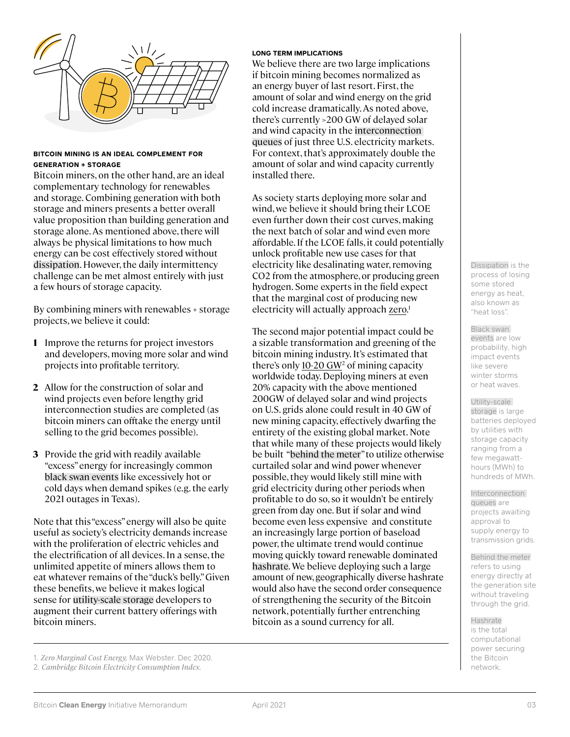#### BITCOIN MINING IS AN IDEAL COMPLEMENT FOR GENERATION + STORAGE

Bitcoin miners, on the other hand, are an ideal complementary technology for renewables and storage. Combining generation with both storage and miners presents a better overall value proposition than building generation and storage alone. As mentioned above, there will always be physical limitations to how much energy can be cost effectively stored without dissipation. However, the daily intermittency challenge can be met almost entirely with just a few hours of storage capacity.

By combining miners with renewables + storage projects, we believe it could:

1. Improve the returns for project investors and developers, moving more solar and wind projects into profitable territory.
2. Allow for the construction of solar and wind projects even before lengthy grid interconnection studies are completed (as bitcoin miners can offtake the energy until selling to the grid becomes possible).
3. Provide the grid with readily available "excess" energy for increasingly common black swan events like excessively hot or cold days when demand spikes (e.g. the early 2021 outages in Texas).

Note that this "excess" energy will also be quite useful as society's electricity demands increase with the proliferation of electric vehicles and the electrification of all devices. In a sense, the unlimited appetite of miners allows them to eat whatever remains of the "duck's belly." Given these benefits, we believe it makes logical sense for utility-scale storage developers to augment their current battery offerings with bitcoin miners.

#### LONG TERM IMPLICATIONS

We believe there are two large implications if bitcoin mining becomes normalized as an energy buyer of last resort. First, the amount of solar and wind energy on the grid cold increase dramatically. As noted above, there's currently >200 GW of delayed solar and wind capacity in the interconnection queues of just three U.S. electricity markets. For context, that's approximately double the amount of solar and wind capacity currently installed there.

As society starts deploying more solar and wind, we believe it should bring their LCOE even further down their cost curves, making the next batch of solar and wind even more affordable. If the LCOE falls, it could potentially unlock profitable new use cases for that electricity like desalinating water, removing $CO_2$ from the atmosphere, or producing green hydrogen. Some experts in the field expect that the marginal cost of producing new electricity will actually approach zero.[1]

The second major potential impact could be a sizable transformation and greening of the bitcoin mining industry. It's estimated that there's only 10-20 GW[2] of mining capacity worldwide today. Deploying miners at even 20% capacity with the above mentioned 200GW of delayed solar and wind projects on U.S. grids alone could result in 40 GW of new mining capacity, effectively dwarfing the entirety of the existing global market. Note that while many of these projects would likely be built "behind the meter" to utilize otherwise curtailed solar and wind power whenever possible, they would likely still mine with grid electricity during other periods when profitable to do so, so it wouldn't be entirely green from day one. But if solar and wind become even less expensive and constitute an increasingly large portion of baseload power, the ultimate trend would continue moving quickly toward renewable dominated hashrate. We believe deploying such a large amount of new, geographically diverse hashrate would also have the second order consequence of strengthening the security of the Bitcoin network, potentially further entrenching bitcoin as a sound currency for all.

1. *Zero Marginal Cost Energy,* Max Webster. Dec 2020.
2. *Cambridge Bitcoin Electricity Consumption Index.*

Dissipation is the process of losing some stored energy as heat, also known as "heat loss".

Black swan events are low probability, high impact events like severe winter storms or heat waves.

Utility-scale storage is large batteries deployed by utilities with storage capacity ranging from a few megawatt-hours (MWh) to hundreds of MWh.

Interconnection queues are projects awaiting approval to supply energy to transmission grids.

Behind the meter refers to using energy directly at the generation site without traveling through the grid.

Hashrate is the total computational power securing the Bitcoin network.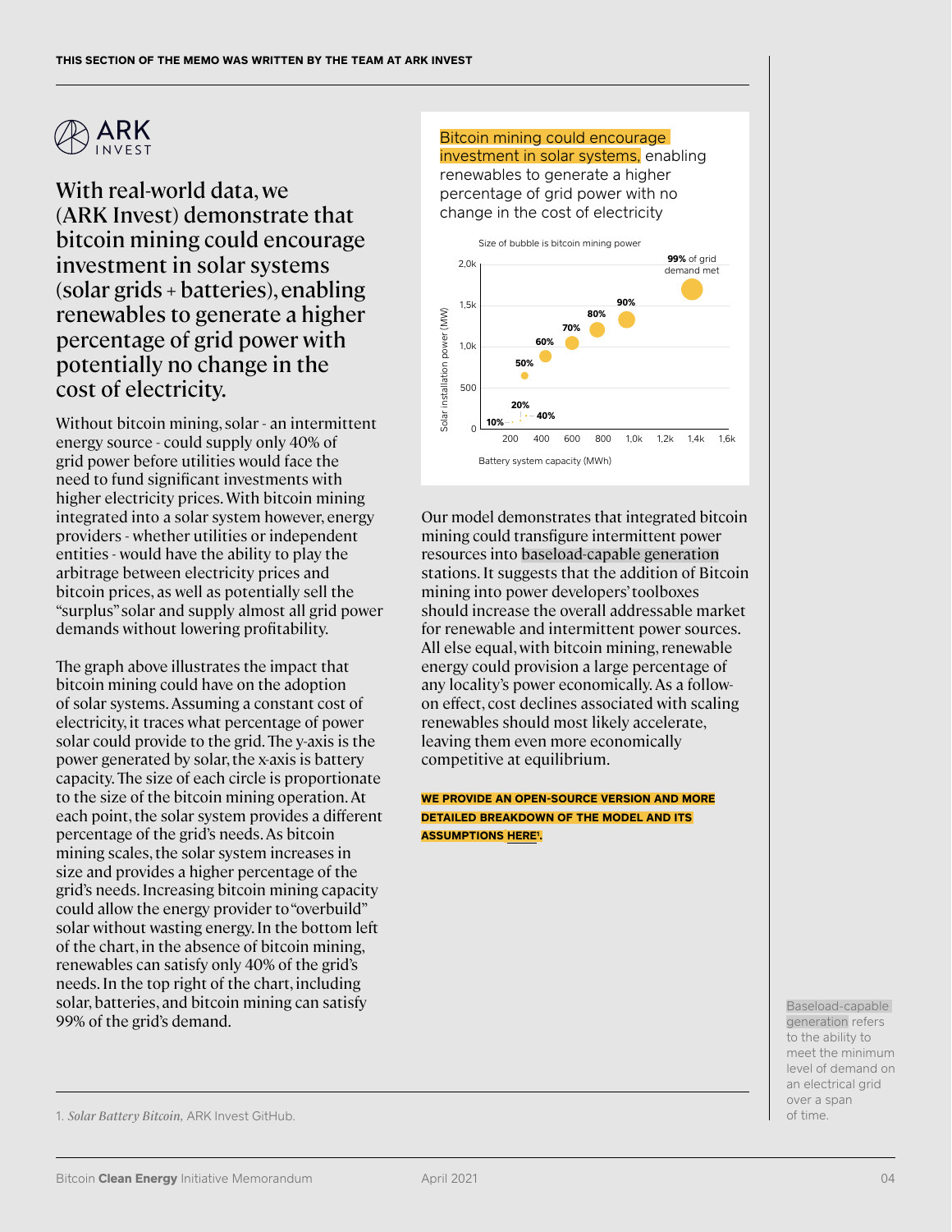THIS SECTION OF THE MEMO WAS WRITTEN BY THE TEAM AT ARK INVEST

ARK INVEST

## With real-world data, we (ARK Invest) demonstrate that bitcoin mining could encourage investment in solar systems (solar grids + batteries), enabling renewables to generate a higher percentage of grid power with potentially no change in the cost of electricity.

Without bitcoin mining, solar - an intermittent energy source - could supply only 40% of grid power before utilities would face the need to fund significant investments with higher electricity prices. With bitcoin mining integrated into a solar system however, energy providers - whether utilities or independent entities - would have the ability to play the arbitrage between electricity prices and bitcoin prices, as well as potentially sell the "surplus" solar and supply almost all grid power demands without lowering profitability.

The graph above illustrates the impact that bitcoin mining could have on the adoption of solar systems. Assuming a constant cost of electricity, it traces what percentage of power solar could provide to the grid. The y-axis is the power generated by solar, the x-axis is battery capacity. The size of each circle is proportionate to the size of the bitcoin mining operation. At each point, the solar system provides a different percentage of the grid's needs. As bitcoin mining scales, the solar system increases in size and provides a higher percentage of the grid's needs. Increasing bitcoin mining capacity could allow the energy provider to "overbuild" solar without wasting energy. In the bottom left of the chart, in the absence of bitcoin mining, renewables can satisfy only 40% of the grid's needs. In the top right of the chart, including solar, batteries, and bitcoin mining can satisfy 99% of the grid's demand.

**Bitcoin mining could encourage investment in solar systems,** enabling renewables to generate a higher percentage of grid power with no change in the cost of electricity

Size of bubble is bitcoin mining power

| Battery system capacity (MWh) | Solar installation power (MW) | % of grid demand met |
|---|---|---|
| ~200 | ~0 | 10% |
| ~240 | ~20 | 20% |
| ~270 | ~20 | 40% |
| ~230 | ~650 | 50% |
| ~400 | ~880 | 60% |
| ~580 | ~1,040 | 70% |
| ~760 | ~1,200 | 80% |
| ~950 | ~1,330 | 90% |
| ~1,400 | ~1,700 | 99% of grid demand met |

Our model demonstrates that integrated bitcoin mining could transfigure intermittent power resources into baseload-capable generation stations. It suggests that the addition of Bitcoin mining into power developers' toolboxes should increase the overall addressable market for renewable and intermittent power sources. All else equal, with bitcoin mining, renewable energy could provision a large percentage of any locality's power economically. As a follow-on effect, cost declines associated with scaling renewables should most likely accelerate, leaving them even more economically competitive at equilibrium.

**WE PROVIDE AN OPEN-SOURCE VERSION AND MORE DETAILED BREAKDOWN OF THE MODEL AND ITS ASSUMPTIONS HERE[1].**

Baseload-capable generation refers to the ability to meet the minimum level of demand on an electrical grid over a span of time.

1. *Solar Battery Bitcoin*, ARK Invest GitHub.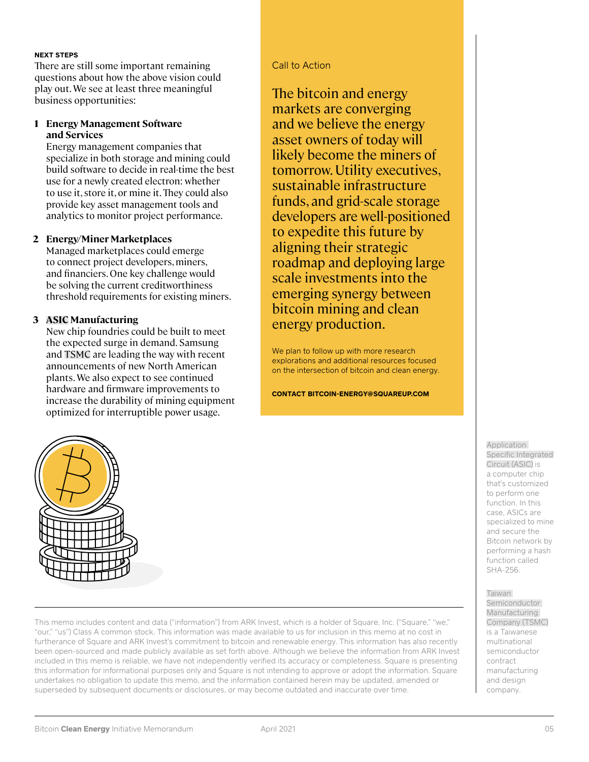**NEXT STEPS**

There are still some important remaining questions about how the above vision could play out. We see at least three meaningful business opportunities:

1. **Energy Management Software and Services**
   Energy management companies that specialize in both storage and mining could build software to decide in real-time the best use for a newly created electron: whether to use it, store it, or mine it. They could also provide key asset management tools and analytics to monitor project performance.

2. **Energy/Miner Marketplaces**
   Managed marketplaces could emerge to connect project developers, miners, and financiers. One key challenge would be solving the current creditworthiness threshold requirements for existing miners.

3. **ASIC Manufacturing**
   New chip foundries could be built to meet the expected surge in demand. Samsung and TSMC are leading the way with recent announcements of new North American plants. We also expect to see continued hardware and firmware improvements to increase the durability of mining equipment optimized for interruptible power usage.

Call to Action

## The bitcoin and energy markets are converging and we believe the energy asset owners of today will likely become the miners of tomorrow. Utility executives, sustainable infrastructure funds, and grid-scale storage developers are well-positioned to expedite this future by aligning their strategic roadmap and deploying large scale investments into the emerging synergy between bitcoin mining and clean energy production.

We plan to follow up with more research explorations and additional resources focused on the intersection of bitcoin and clean energy.

**CONTACT BITCOIN-ENERGY@SQUAREUP.COM**

Application Specific Integrated Circuit (ASIC) is a computer chip that's customized to perform one function. In this case, ASICs are specialized to mine and secure the Bitcoin network by performing a hash function called SHA-256.

Taiwan Semiconductor Manufacturing Company (TSMC) is a Taiwanese multinational semiconductor contract manufacturing and design company.

This memo includes content and data ("information") from ARK Invest, which is a holder of Square, Inc. ("Square," "we," "our," "us") Class A common stock. This information was made available to us for inclusion in this memo at no cost in furtherance of Square and ARK Invest's commitment to bitcoin and renewable energy. This information has also recently been open-sourced and made publicly available as set forth above. Although we believe the information from ARK Invest included in this memo is reliable, we have not independently verified its accuracy or completeness. Square is presenting this information for informational purposes only and Square is not intending to approve or adopt the information. Square undertakes no obligation to update this memo, and the information contained herein may be updated, amended or superseded by subsequent documents or disclosures, or may become outdated and inaccurate over time.